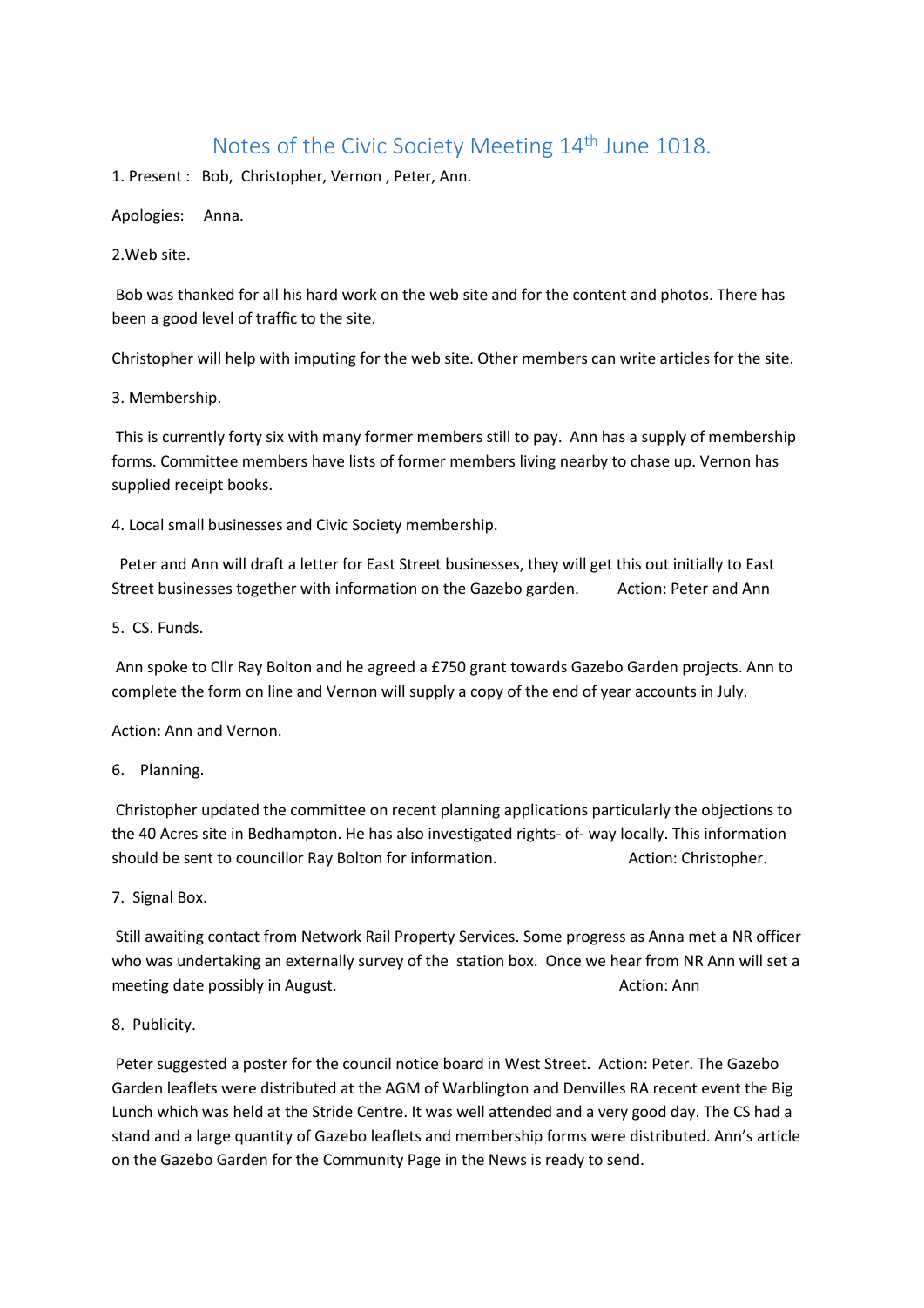# Notes of the Civic Society Meeting 14th June 1018.

1. Present : Bob, Christopher, Vernon , Peter, Ann.

Apologies: Anna.

2.Web site.

Bob was thanked for all his hard work on the web site and for the content and photos. There has been a good level of traffic to the site.

Christopher will help with imputing for the web site. Other members can write articles for the site.

3. Membership.

This is currently forty six with many former members still to pay. Ann has a supply of membership forms. Committee members have lists of former members living nearby to chase up. Vernon has supplied receipt books.

4. Local small businesses and Civic Society membership.

Peter and Ann will draft a letter for East Street businesses, they will get this out initially to East Street businesses together with information on the Gazebo garden. Action: Peter and Ann

5. CS. Funds.

Ann spoke to Cllr Ray Bolton and he agreed a £750 grant towards Gazebo Garden projects. Ann to complete the form on line and Vernon will supply a copy of the end of year accounts in July.

Action: Ann and Vernon.

6. Planning.

Christopher updated the committee on recent planning applications particularly the objections to the 40 Acres site in Bedhampton. He has also investigated rights- of- way locally. This information should be sent to councillor Ray Bolton for information. Action: Christopher.

7. Signal Box.

Still awaiting contact from Network Rail Property Services. Some progress as Anna met a NR officer who was undertaking an externally survey of the station box. Once we hear from NR Ann will set a meeting date possibly in August. Action: Ann

8. Publicity.

Peter suggested a poster for the council notice board in West Street. Action: Peter. The Gazebo Garden leaflets were distributed at the AGM of Warblington and Denvilles RA recent event the Big Lunch which was held at the Stride Centre. It was well attended and a very good day. The CS had a stand and a large quantity of Gazebo leaflets and membership forms were distributed. Ann's article on the Gazebo Garden for the Community Page in the News is ready to send.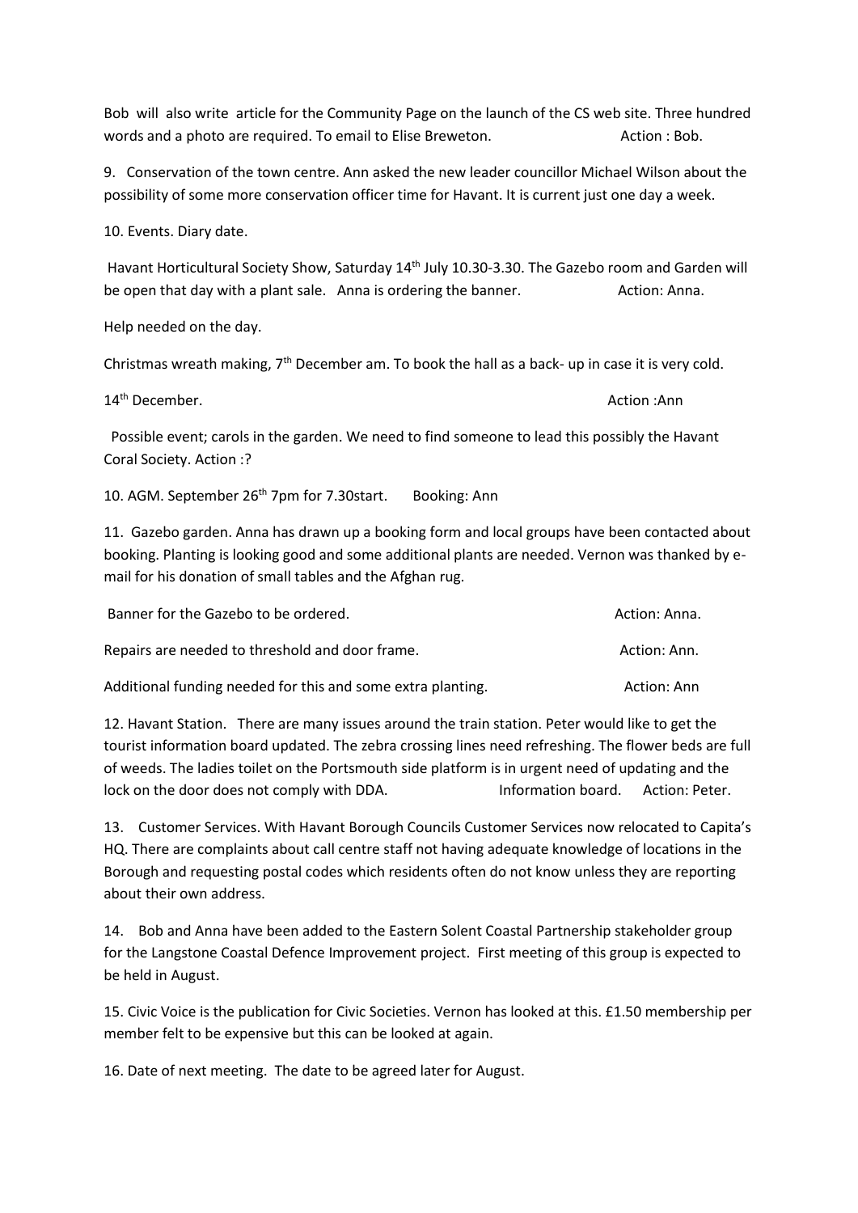Bob will also write article for the Community Page on the launch of the CS web site. Three hundred words and a photo are required. To email to Elise Breweton. Action : Bob.

9. Conservation of the town centre. Ann asked the new leader councillor Michael Wilson about the possibility of some more conservation officer time for Havant. It is current just one day a week.

10. Events. Diary date.

Havant Horticultural Society Show, Saturday 14th July 10.30-3.30. The Gazebo room and Garden will be open that day with a plant sale. Anna is ordering the banner. Action: Anna.

Help needed on the day.

Christmas wreath making, 7th December am. To book the hall as a back- up in case it is very cold.

14th December. Action :Ann

Possible event; carols in the garden. We need to find someone to lead this possibly the Havant Coral Society. Action :?

10. AGM. September 26th 7pm for 7.30start. Booking: Ann

11. Gazebo garden. Anna has drawn up a booking form and local groups have been contacted about booking. Planting is looking good and some additional plants are needed. Vernon was thanked by e-mail for his donation of small tables and the Afghan rug.

Banner for the Gazebo to be ordered. Action: Anna.

Repairs are needed to threshold and door frame. Action: Ann.

Additional funding needed for this and some extra planting. Action: Ann

12. Havant Station. There are many issues around the train station. Peter would like to get the tourist information board updated. The zebra crossing lines need refreshing. The flower beds are full of weeds. The ladies toilet on the Portsmouth side platform is in urgent need of updating and the lock on the door does not comply with DDA. Information board. Action: Peter.

13. Customer Services. With Havant Borough Councils Customer Services now relocated to Capita's HQ. There are complaints about call centre staff not having adequate knowledge of locations in the Borough and requesting postal codes which residents often do not know unless they are reporting about their own address.

14. Bob and Anna have been added to the Eastern Solent Coastal Partnership stakeholder group for the Langstone Coastal Defence Improvement project. First meeting of this group is expected to be held in August.

15. Civic Voice is the publication for Civic Societies. Vernon has looked at this. £1.50 membership per member felt to be expensive but this can be looked at again.

16. Date of next meeting. The date to be agreed later for August.